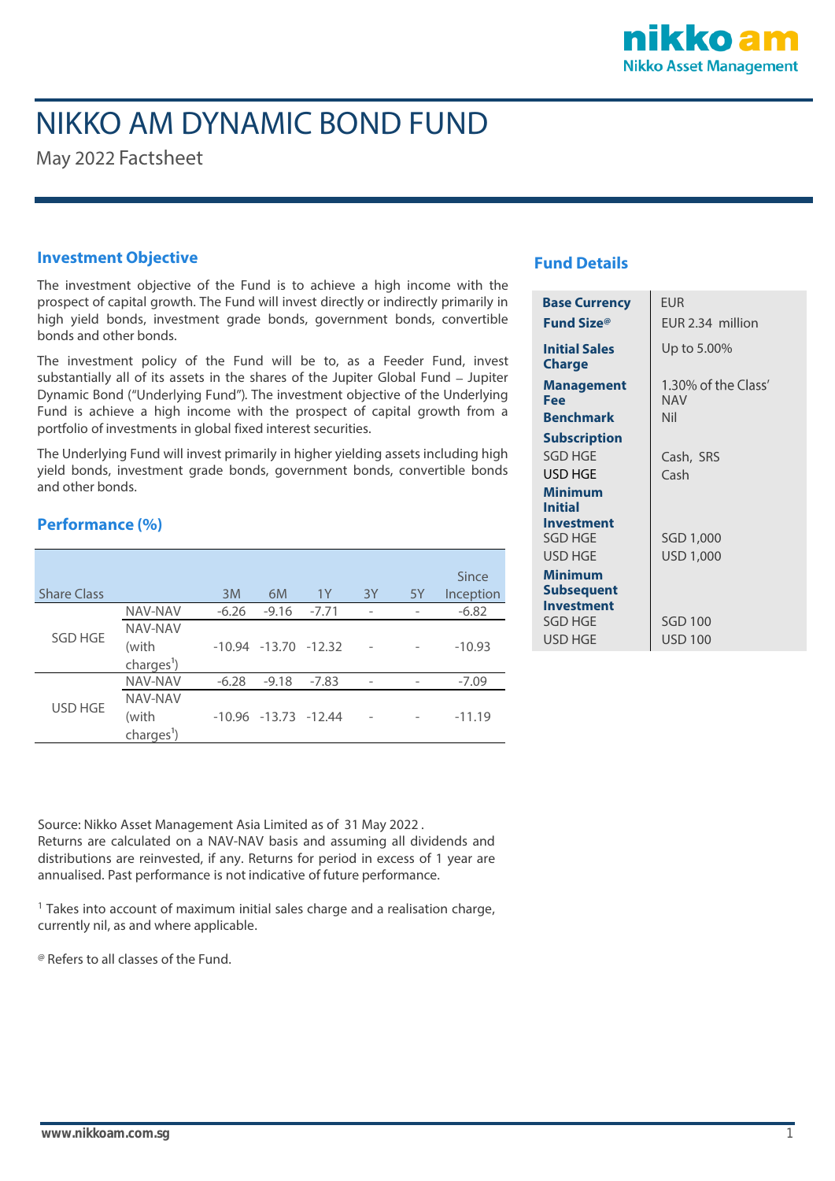# NIKKO AM DYNAMIC BOND FUND

May 2022 Factsheet

## Investment Objective

The investment objective of the Fund is to achieve a high income with the prospect of capital growth. The Fund will invest directly or indirectly primarily in high yield bonds, investment grade bonds, government bonds, convertible bonds and other bonds.

The investment policy of the Fund will be to, as a Feeder Fund, invest substantially all of its assets in the shares of the Jupiter Global Fund – Jupiter Dynamic Bond ("Underlying Fund"). The investment objective of the Underlying Fund is achieve a high income with the prospect of capital growth from a portfolio of investments in global fixed interest securities.

The Underlying Fund will invest primarily in higher yielding assets including high yield bonds, investment grade bonds, government bonds, convertible bonds and other bonds.

## Performance (%)

| Share Class | | 3M | 6M | 1Y | 3Y | 5Y | Since Inception |
|---|---|---|---|---|---|---|---|
| SGD HGE | NAV-NAV | -6.26 | -9.16 | -7.71 | - | - | -6.82 |
| | NAV-NAV (with charges[1]) | -10.94 | -13.70 | -12.32 | - | - | -10.93 |
| USD HGE | NAV-NAV | -6.28 | -9.18 | -7.83 | - | - | -7.09 |
| | NAV-NAV (with charges[1]) | -10.96 | -13.73 | -12.44 | - | - | -11.19 |

Source: Nikko Asset Management Asia Limited as of 31 May 2022 .
Returns are calculated on a NAV-NAV basis and assuming all dividends and distributions are reinvested, if any. Returns for period in excess of 1 year are annualised. Past performance is not indicative of future performance.

[1] Takes into account of maximum initial sales charge and a realisation charge, currently nil, as and where applicable.

[@] Refers to all classes of the Fund.

## Fund Details

| | |
|---|---|
| **Base Currency** | EUR |
| **Fund Size[@]** | EUR 2.34 million |
| **Initial Sales Charge** | Up to 5.00% |
| **Management Fee** | 1.30% of the Class' NAV |
| **Benchmark** | Nil |
| **Subscription** | |
| SGD HGE | Cash, SRS |
| USD HGE | Cash |
| **Minimum Initial Investment** | |
| SGD HGE | SGD 1,000 |
| USD HGE | USD 1,000 |
| **Minimum Subsequent Investment** | |
| SGD HGE | SGD 100 |
| USD HGE | USD 100 |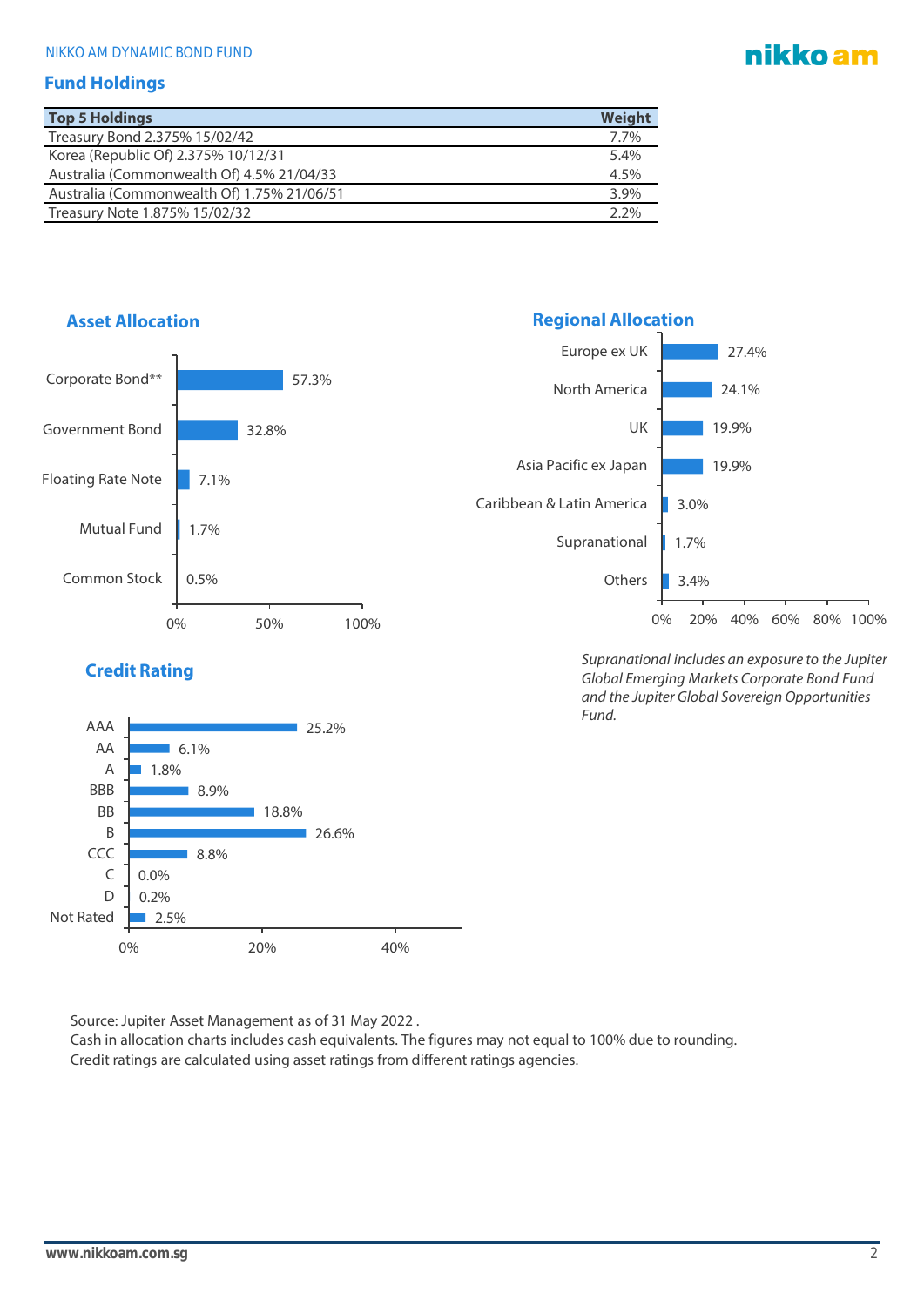## Fund Holdings

| Top 5 Holdings | Weight |
|---|---|
| Treasury Bond 2.375% 15/02/42 | 7.7% |
| Korea (Republic Of) 2.375% 10/12/31 | 5.4% |
| Australia (Commonwealth Of) 4.5% 21/04/33 | 4.5% |
| Australia (Commonwealth Of) 1.75% 21/06/51 | 3.9% |
| Treasury Note 1.875% 15/02/32 | 2.2% |

### Asset Allocation

| Asset | Allocation |
|---|---|
| Corporate Bond** | 57.3% |
| Government Bond | 32.8% |
| Floating Rate Note | 7.1% |
| Mutual Fund | 1.7% |
| Common Stock | 0.5% |

### Regional Allocation

| Region | Allocation |
|---|---|
| Europe ex UK | 27.4% |
| North America | 24.1% |
| UK | 19.9% |
| Asia Pacific ex Japan | 19.9% |
| Caribbean & Latin America | 3.0% |
| Supranational | 1.7% |
| Others | 3.4% |

*Supranational includes an exposure to the Jupiter Global Emerging Markets Corporate Bond Fund and the Jupiter Global Sovereign Opportunities Fund.*

### Credit Rating

| Rating | Allocation |
|---|---|
| AAA | 25.2% |
| AA | 6.1% |
| A | 1.8% |
| BBB | 8.9% |
| BB | 18.8% |
| B | 26.6% |
| CCC | 8.8% |
| C | 0.0% |
| D | 0.2% |
| Not Rated | 2.5% |

Source: Jupiter Asset Management as of 31 May 2022 .
Cash in allocation charts includes cash equivalents. The figures may not equal to 100% due to rounding.
Credit ratings are calculated using asset ratings from different ratings agencies.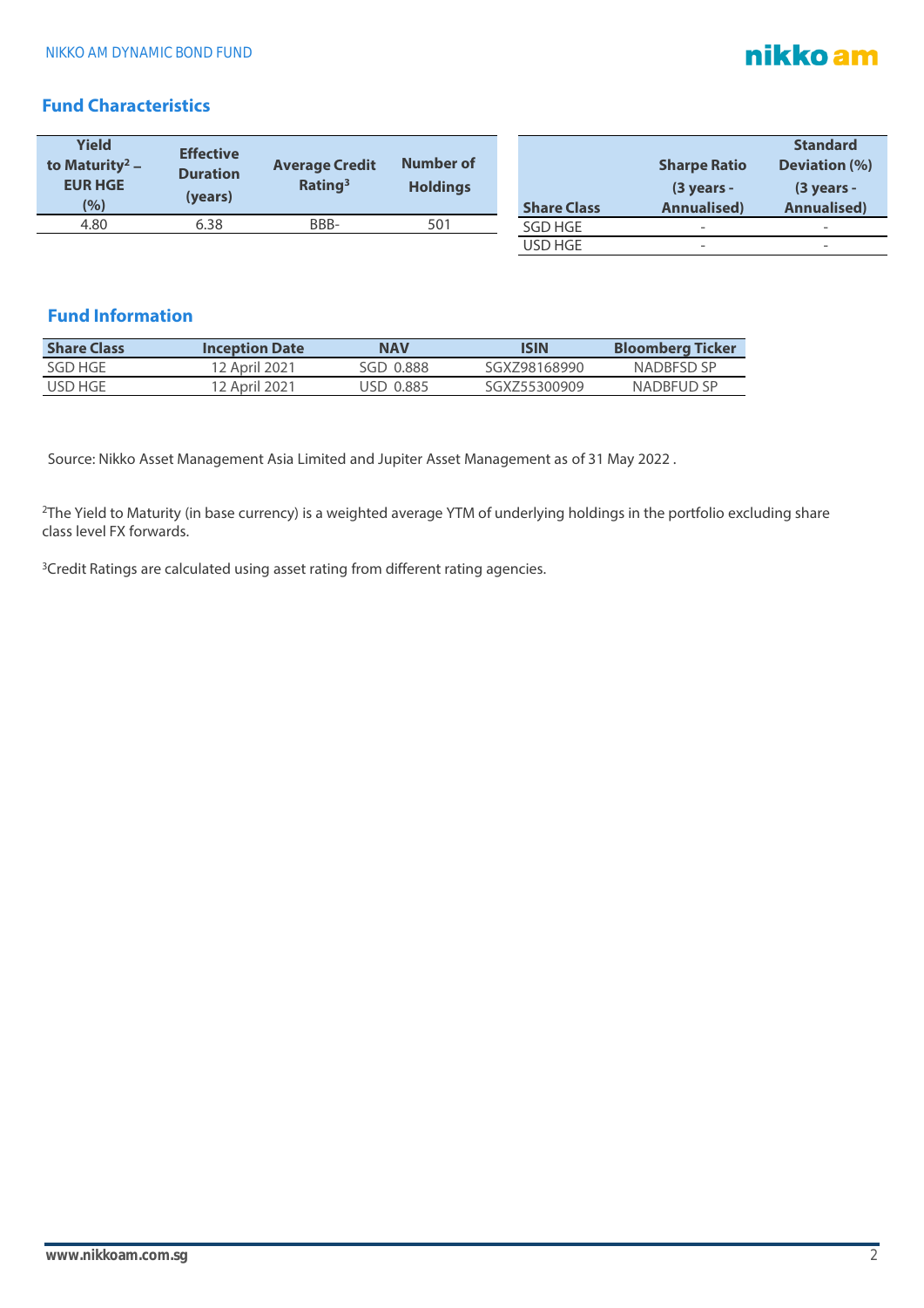## Fund Characteristics

| Yield to Maturity[2] – EUR HGE (%) | Effective Duration (years) | Average Credit Rating[3] | Number of Holdings |
|---|---|---|---|
| 4.80 | 6.38 | BBB- | 501 |

| Share Class | Sharpe Ratio (3 years - Annualised) | Standard Deviation (%) (3 years - Annualised) |
|---|---|---|
| SGD HGE | - | - |
| USD HGE | - | - |

## Fund Information

| Share Class | Inception Date | NAV | ISIN | Bloomberg Ticker |
|---|---|---|---|---|
| SGD HGE | 12 April 2021 | SGD 0.888 | SGXZ98168990 | NADBFSD SP |
| USD HGE | 12 April 2021 | USD 0.885 | SGXZ55300909 | NADBFUD SP |

Source: Nikko Asset Management Asia Limited and Jupiter Asset Management as of 31 May 2022 .

[2]The Yield to Maturity (in base currency) is a weighted average YTM of underlying holdings in the portfolio excluding share class level FX forwards.

[3]Credit Ratings are calculated using asset rating from different rating agencies.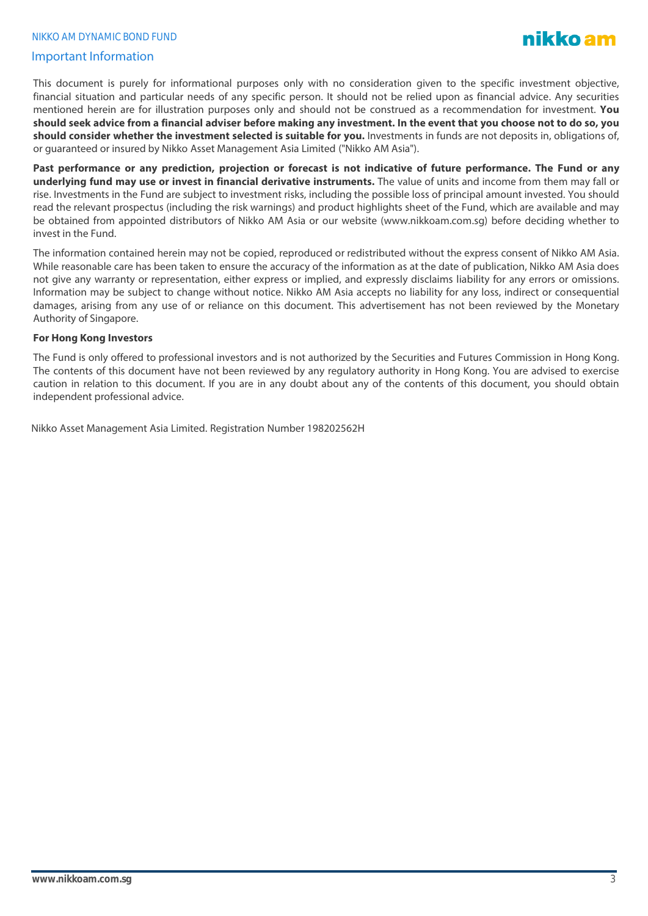## Important Information

This document is purely for informational purposes only with no consideration given to the specific investment objective, financial situation and particular needs of any specific person. It should not be relied upon as financial advice. Any securities mentioned herein are for illustration purposes only and should not be construed as a recommendation for investment. **You should seek advice from a financial adviser before making any investment. In the event that you choose not to do so, you should consider whether the investment selected is suitable for you.** Investments in funds are not deposits in, obligations of, or guaranteed or insured by Nikko Asset Management Asia Limited ("Nikko AM Asia").

**Past performance or any prediction, projection or forecast is not indicative of future performance. The Fund or any underlying fund may use or invest in financial derivative instruments.** The value of units and income from them may fall or rise. Investments in the Fund are subject to investment risks, including the possible loss of principal amount invested. You should read the relevant prospectus (including the risk warnings) and product highlights sheet of the Fund, which are available and may be obtained from appointed distributors of Nikko AM Asia or our website (www.nikkoam.com.sg) before deciding whether to invest in the Fund.

The information contained herein may not be copied, reproduced or redistributed without the express consent of Nikko AM Asia. While reasonable care has been taken to ensure the accuracy of the information as at the date of publication, Nikko AM Asia does not give any warranty or representation, either express or implied, and expressly disclaims liability for any errors or omissions. Information may be subject to change without notice. Nikko AM Asia accepts no liability for any loss, indirect or consequential damages, arising from any use of or reliance on this document. This advertisement has not been reviewed by the Monetary Authority of Singapore.

**For Hong Kong Investors**

The Fund is only offered to professional investors and is not authorized by the Securities and Futures Commission in Hong Kong. The contents of this document have not been reviewed by any regulatory authority in Hong Kong. You are advised to exercise caution in relation to this document. If you are in any doubt about any of the contents of this document, you should obtain independent professional advice.

Nikko Asset Management Asia Limited. Registration Number 198202562H